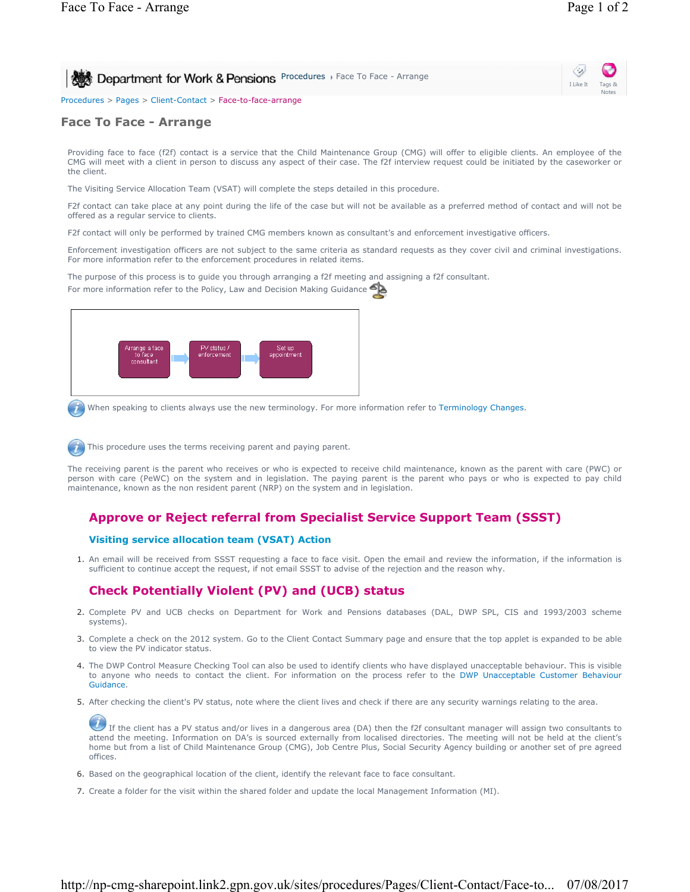Procedures > Pages > Client-Contact > Face-to-face-arrange

# Face To Face - Arrange

Providing face to face (f2f) contact is a service that the Child Maintenance Group (CMG) will offer to eligible clients. An employee of the CMG will meet with a client in person to discuss any aspect of their case. The f2f interview request could be initiated by the caseworker or the client.

The Visiting Service Allocation Team (VSAT) will complete the steps detailed in this procedure.

F2f contact can take place at any point during the life of the case but will not be available as a preferred method of contact and will not be offered as a regular service to clients.

F2f contact will only be performed by trained CMG members known as consultant's and enforcement investigative officers.

Enforcement investigation officers are not subject to the same criteria as standard requests as they cover civil and criminal investigations. For more information refer to the enforcement procedures in related items.

The purpose of this process is to guide you through arranging a f2f meeting and assigning a f2f consultant.

For more information refer to the Policy, Law and Decision Making Guidance

Arrange a face to face consultant → PV status / enforcement → Set up appointment

When speaking to clients always use the new terminology. For more information refer to Terminology Changes.

This procedure uses the terms receiving parent and paying parent.

The receiving parent is the parent who receives or who is expected to receive child maintenance, known as the parent with care (PWC) or person with care (PeWC) on the system and in legislation. The paying parent is the parent who pays or who is expected to pay child maintenance, known as the non resident parent (NRP) on the system and in legislation.

## Approve or Reject referral from Specialist Service Support Team (SSST)

### Visiting service allocation team (VSAT) Action

1. An email will be received from SSST requesting a face to face visit. Open the email and review the information, if the information is sufficient to continue accept the request, if not email SSST to advise of the rejection and the reason why.

## Check Potentially Violent (PV) and (UCB) status

2. Complete PV and UCB checks on Department for Work and Pensions databases (DAL, DWP SPL, CIS and 1993/2003 scheme systems).
3. Complete a check on the 2012 system. Go to the Client Contact Summary page and ensure that the top applet is expanded to be able to view the PV indicator status.
4. The DWP Control Measure Checking Tool can also be used to identify clients who have displayed unacceptable behaviour. This is visible to anyone who needs to contact the client. For information on the process refer to the DWP Unacceptable Customer Behaviour Guidance.
5. After checking the client's PV status, note where the client lives and check if there are any security warnings relating to the area.

   If the client has a PV status and/or lives in a dangerous area (DA) then the f2f consultant manager will assign two consultants to attend the meeting. Information on DA's is sourced externally from localised directories. The meeting will not be held at the client's home but from a list of Child Maintenance Group (CMG), Job Centre Plus, Social Security Agency building or another set of pre agreed offices.

6. Based on the geographical location of the client, identify the relevant face to face consultant.
7. Create a folder for the visit within the shared folder and update the local Management Information (MI).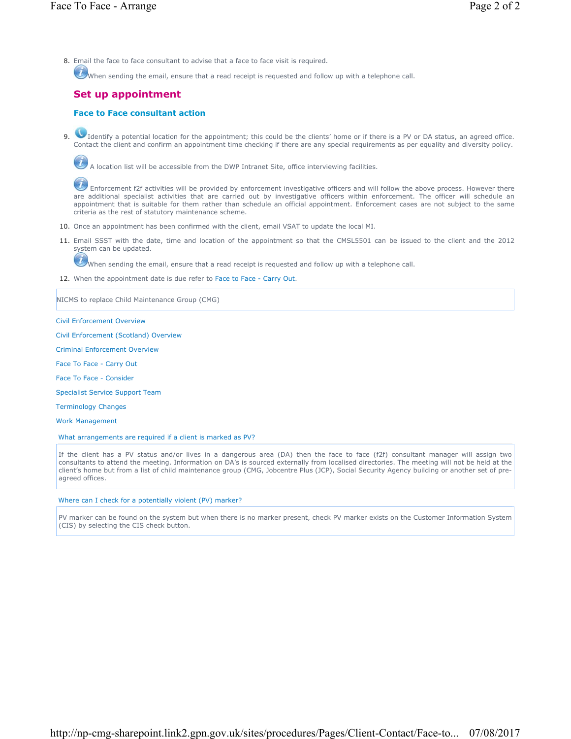8. Email the face to face consultant to advise that a face to face visit is required.

   When sending the email, ensure that a read receipt is requested and follow up with a telephone call.

## Set up appointment

### Face to Face consultant action

9. Identify a potential location for the appointment; this could be the clients' home or if there is a PV or DA status, an agreed office. Contact the client and confirm an appointment time checking if there are any special requirements as per equality and diversity policy.

   A location list will be accessible from the DWP Intranet Site, office interviewing facilities.

   Enforcement f2f activities will be provided by enforcement investigative officers and will follow the above process. However there are additional specialist activities that are carried out by investigative officers within enforcement. The officer will schedule an appointment that is suitable for them rather than schedule an official appointment. Enforcement cases are not subject to the same criteria as the rest of statutory maintenance scheme.

10. Once an appointment has been confirmed with the client, email VSAT to update the local MI.
11. Email SSST with the date, time and location of the appointment so that the CMSL5501 can be issued to the client and the 2012 system can be updated.

    When sending the email, ensure that a read receipt is requested and follow up with a telephone call.

12. When the appointment date is due refer to Face to Face - Carry Out.

NICMS to replace Child Maintenance Group (CMG)

Civil Enforcement Overview

Civil Enforcement (Scotland) Overview

Criminal Enforcement Overview

Face To Face - Carry Out

Face To Face - Consider

Specialist Service Support Team

Terminology Changes

Work Management

What arrangements are required if a client is marked as PV?

If the client has a PV status and/or lives in a dangerous area (DA) then the face to face (f2f) consultant manager will assign two consultants to attend the meeting. Information on DA's is sourced externally from localised directories. The meeting will not be held at the client's home but from a list of child maintenance group (CMG, Jobcentre Plus (JCP), Social Security Agency building or another set of pre-agreed offices.

Where can I check for a potentially violent (PV) marker?

PV marker can be found on the system but when there is no marker present, check PV marker exists on the Customer Information System (CIS) by selecting the CIS check button.